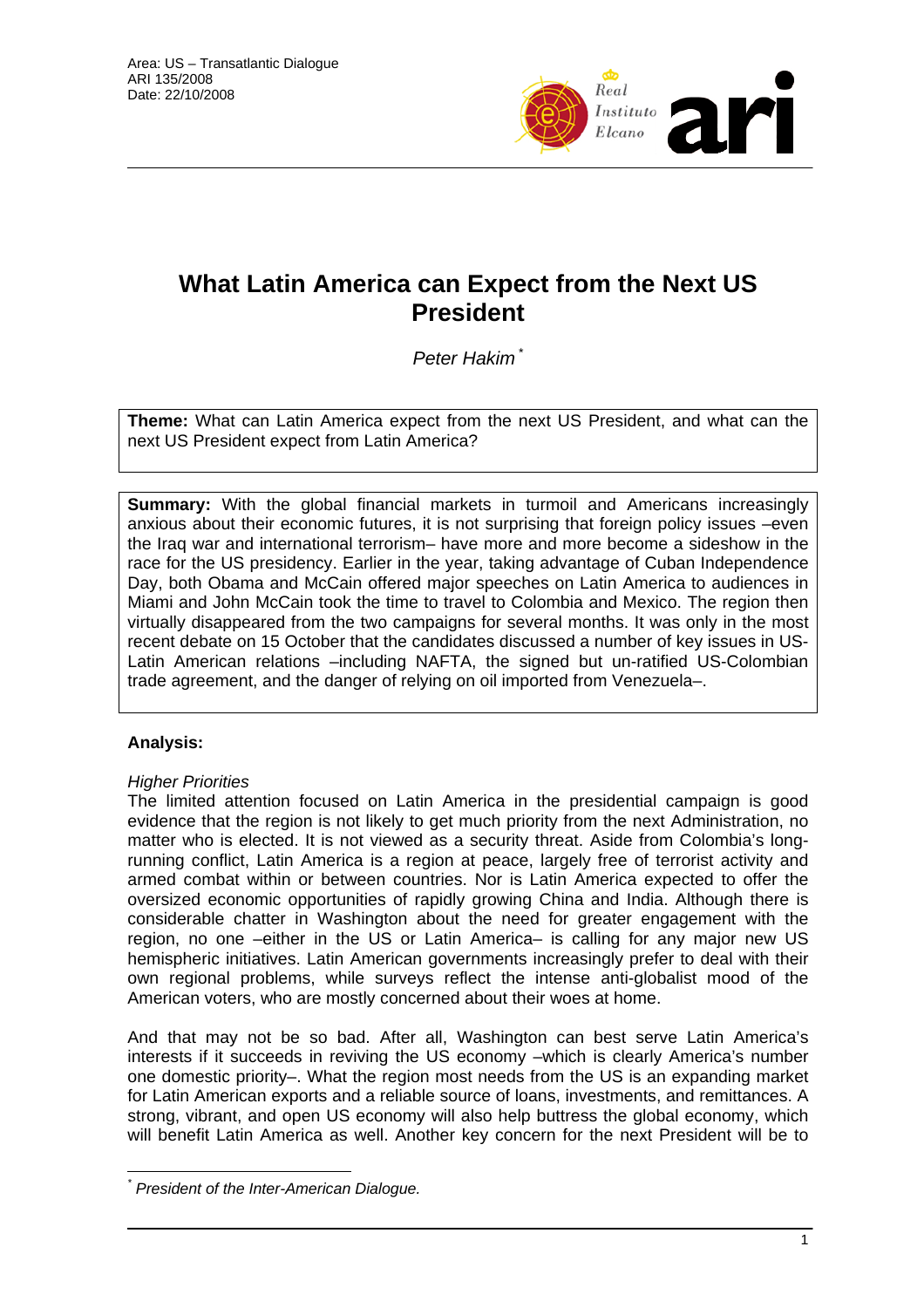Area: US – Transatlantic Dialogue
ARI 135/2008
Date: 22/10/2008

# What Latin America can Expect from the Next US President

*Peter Hakim* [*]

**Theme:** What can Latin America expect from the next US President, and what can the next US President expect from Latin America?

**Summary:** With the global financial markets in turmoil and Americans increasingly anxious about their economic futures, it is not surprising that foreign policy issues –even the Iraq war and international terrorism– have more and more become a sideshow in the race for the US presidency. Earlier in the year, taking advantage of Cuban Independence Day, both Obama and McCain offered major speeches on Latin America to audiences in Miami and John McCain took the time to travel to Colombia and Mexico. The region then virtually disappeared from the two campaigns for several months. It was only in the most recent debate on 15 October that the candidatas discussed a number of key issues in US-Latin American relations –including NAFTA, the signed but un-ratified US-Colombian trade agreement, and the danger of relying on oil imported from Venezuela–.

## Analysis:

### *Higher Priorities*

The limited attention focused on Latin America in the presidential campaign is good evidence that the region is not likely to get much priority from the next Administration, no matter who is elected. It is not viewed as a security threat. Aside from Colombia's long-running conflict, Latin America is a region at peace, largely free of terrorist activity and armed combat within or between countries. Nor is Latin America expected to offer the oversized economic opportunities of rapidly growing China and India. Although there is considerable chatter in Washington about the need for greater engagement with the region, no one –either in the US or Latin America– is calling for any major new US hemispheric initiatives. Latin American governments increasingly prefer to deal with their own regional problems, while surveys reflect the intense anti-globalist mood of the American voters, who are mostly concerned about their woes at home.

And that may not be so bad. After all, Washington can best serve Latin America's interests if it succeeds in reviving the US economy –which is clearly America's number one domestic priority–. What the region most needs from the US is an expanding market for Latin American exports and a reliable source of loans, investments, and remittances. A strong, vibrant, and open US economy will also help buttress the global economy, which will benefit Latin America as well. Another key concern for the next President will be to

[*] *President of the Inter-American Dialogue.*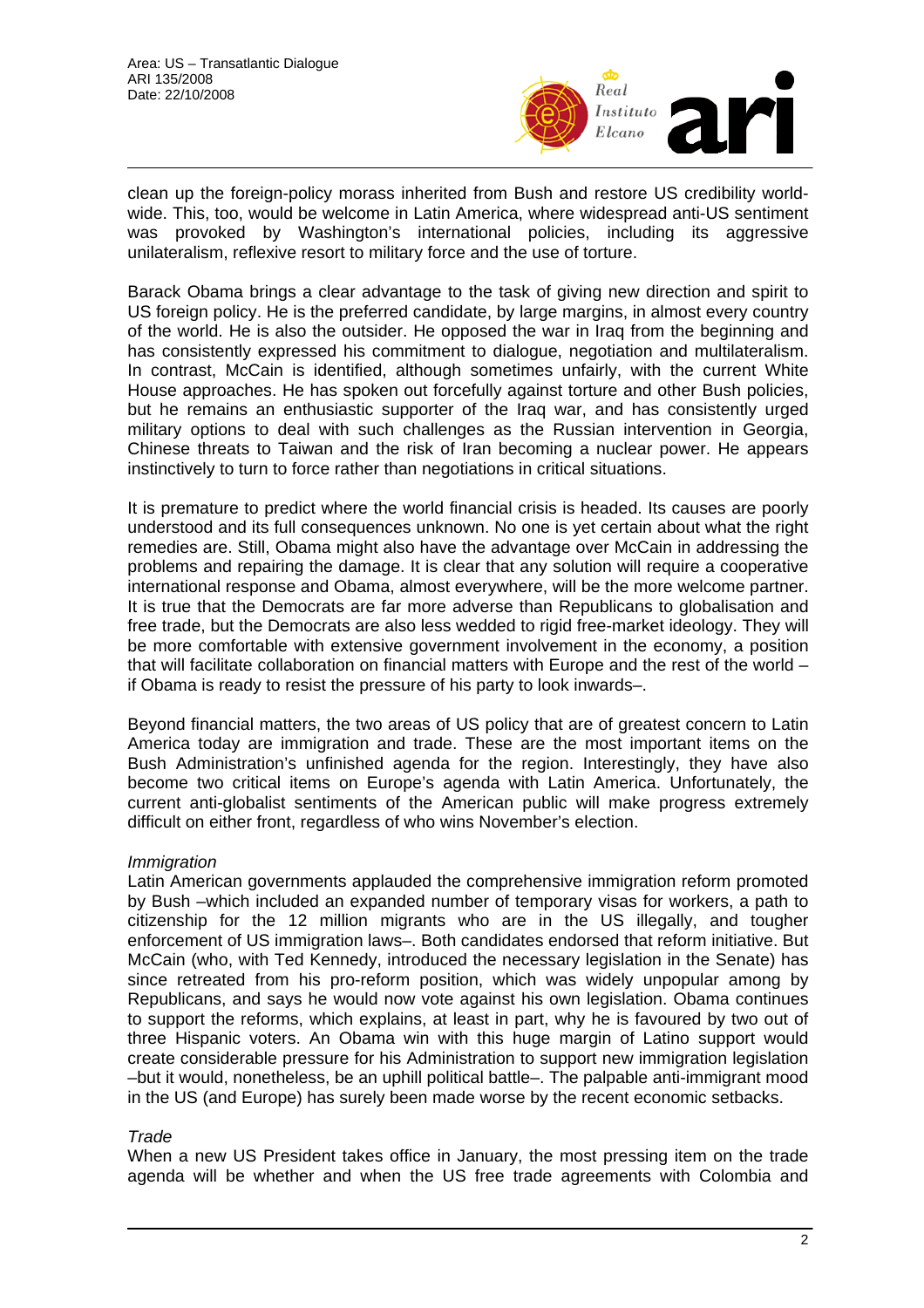clean up the foreign-policy morass inherited from Bush and restore US credibility world-wide. This, too, would be welcome in Latin America, where widespread anti-US sentiment was provoked by Washington's international policies, including its aggressive unilateralism, reflexive resort to military force and the use of torture.

Barack Obama brings a clear advantage to the task of giving new direction and spirit to US foreign policy. He is the preferred candidate, by large margins, in almost every country of the world. He is also the outsider. He opposed the war in Iraq from the beginning and has consistently expressed his commitment to dialogue, negotiation and multilateralism. In contrast, McCain is identified, although sometimes unfairly, with the current White House approaches. He has spoken out forcefully against torture and other Bush policies, but he remains an enthusiastic supporter of the Iraq war, and has consistently urged military options to deal with such challenges as the Russian intervention in Georgia, Chinese threats to Taiwan and the risk of Iran becoming a nuclear power. He appears instinctively to turn to force rather than negotiations in critical situations.

It is premature to predict where the world financial crisis is headed. Its causes are poorly understood and its full consequences unknown. No one is yet certain about what the right remedies are. Still, Obama might also have the advantage over McCain in addressing the problems and repairing the damage. It is clear that any solution will require a cooperative international response and Obama, almost everywhere, will be the more welcome partner. It is true that the Democrats are far more adverse than Republicans to globalisation and free trade, but the Democrats are also less wedded to rigid free-market ideology. They will be more comfortable with extensive government involvement in the economy, a position that will facilitate collaboration on financial matters with Europe and the rest of the world –if Obama is ready to resist the pressure of his party to look inwards–.

Beyond financial matters, the two areas of US policy that are of greatest concern to Latin America today are immigration and trade. These are the most important items on the Bush Administration's unfinished agenda for the region. Interestingly, they have also become two critical items on Europe's agenda with Latin America. Unfortunately, the current anti-globalist sentiments of the American public will make progress extremely difficult on either front, regardless of who wins November's election.

*Immigration*

Latin American governments applauded the comprehensive immigration reform promoted by Bush –which included an expanded number of temporary visas for workers, a path to citizenship for the 12 million migrants who are in the US illegally, and tougher enforcement of US immigration laws–. Both candidates endorsed that reform initiative. But McCain (who, with Ted Kennedy, introduced the necessary legislation in the Senate) has since retreated from his pro-reform position, which was widely unpopular among by Republicans, and says he would now vote against his own legislation. Obama continues to support the reforms, which explains, at least in part, why he is favoured by two out of three Hispanic voters. An Obama win with this huge margin of Latino support would create considerable pressure for his Administration to support new immigration legislation –but it would, nonetheless, be an uphill political battle–. The palpable anti-immigrant mood in the US (and Europe) has surely been made worse by the recent economic setbacks.

*Trade*

When a new US President takes office in January, the most pressing item on the trade agenda will be whether and when the US free trade agreements with Colombia and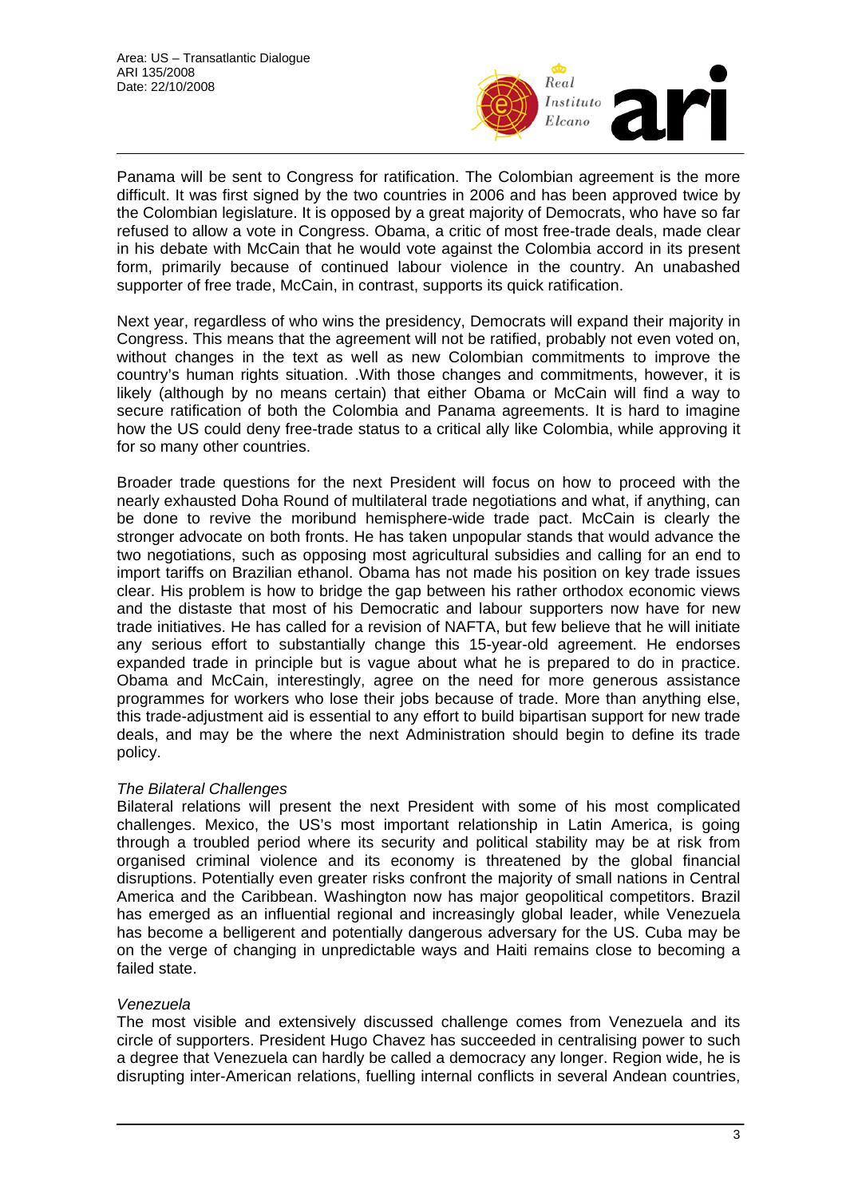Panama will be sent to Congress for ratification. The Colombian agreement is the more difficult. It was first signed by the two countries in 2006 and has been approved twice by the Colombian legislature. It is opposed by a great majority of Democrats, who have so far refused to allow a vote in Congress. Obama, a critic of most free-trade deals, made clear in his debate with McCain that he would vote against the Colombia accord in its present form, primarily because of continued labour violence in the country. An unabashed supporter of free trade, McCain, in contrast, supports its quick ratification.

Next year, regardless of who wins the presidency, Democrats will expand their majority in Congress. This means that the agreement will not be ratified, probably not even voted on, without changes in the text as well as new Colombian commitments to improve the country's human rights situation. .With those changes and commitments, however, it is likely (although by no means certain) that either Obama or McCain will find a way to secure ratification of both the Colombia and Panama agreements. It is hard to imagine how the US could deny free-trade status to a critical ally like Colombia, while approving it for so many other countries.

Broader trade questions for the next President will focus on how to proceed with the nearly exhausted Doha Round of multilateral trade negotiations and what, if anything, can be done to revive the moribund hemisphere-wide trade pact. McCain is clearly the stronger advocate on both fronts. He has taken unpopular stands that would advance the two negotiations, such as opposing most agricultural subsidies and calling for an end to import tariffs on Brazilian ethanol. Obama has not made his position on key trade issues clear. His problem is how to bridge the gap between his rather orthodox economic views and the distaste that most of his Democratic and labour supporters now have for new trade initiatives. He has called for a revision of NAFTA, but few believe that he will initiate any serious effort to substantially change this 15-year-old agreement. He endorses expanded trade in principle but is vague about what he is prepared to do in practice. Obama and McCain, interestingly, agree on the need for more generous assistance programmes for workers who lose their jobs because of trade. More than anything else, this trade-adjustment aid is essential to any effort to build bipartisan support for new trade deals, and may be the where the next Administration should begin to define its trade policy.

*The Bilateral Challenges*

Bilateral relations will present the next President with some of his most complicated challenges. Mexico, the US's most important relationship in Latin America, is going through a troubled period where its security and political stability may be at risk from organised criminal violence and its economy is threatened by the global financial disruptions. Potentially even greater risks confront the majority of small nations in Central America and the Caribbean. Washington now has major geopolitical competitors. Brazil has emerged as an influential regional and increasingly global leader, while Venezuela has become a belligerent and potentially dangerous adversary for the US. Cuba may be on the verge of changing in unpredictable ways and Haiti remains close to becoming a failed state.

*Venezuela*

The most visible and extensively discussed challenge comes from Venezuela and its circle of supporters. President Hugo Chavez has succeeded in centralising power to such a degree that Venezuela can hardly be called a democracy any longer. Region wide, he is disrupting inter-American relations, fuelling internal conflicts in several Andean countries,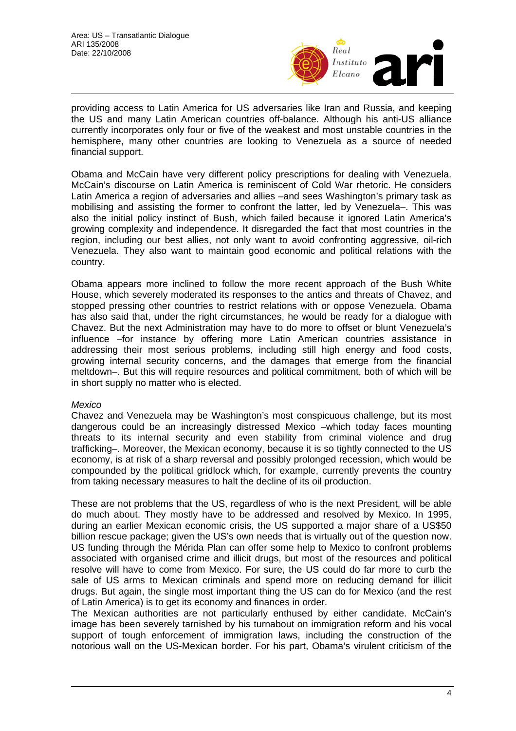providing access to Latin America for US adversaries like Iran and Russia, and keeping the US and many Latin American countries off-balance. Although his anti-US alliance currently incorporates only four or five of the weakest and most unstable countries in the hemisphere, many other countries are looking to Venezuela as a source of needed financial support.

Obama and McCain have very different policy prescriptions for dealing with Venezuela. McCain's discourse on Latin America is reminiscent of Cold War rhetoric. He considers Latin America a region of adversaries and allies –and sees Washington's primary task as mobilising and assisting the former to confront the latter, led by Venezuela–. This was also the initial policy instinct of Bush, which failed because it ignored Latin America's growing complexity and independence. It disregarded the fact that most countries in the region, including our best allies, not only want to avoid confronting aggressive, oil-rich Venezuela. They also want to maintain good economic and political relations with the country.

Obama appears more inclined to follow the more recent approach of the Bush White House, which severely moderated its responses to the antics and threats of Chavez, and stopped pressing other countries to restrict relations with or oppose Venezuela. Obama has also said that, under the right circumstances, he would be ready for a dialogue with Chavez. But the next Administration may have to do more to offset or blunt Venezuela's influence –for instance by offering more Latin American countries assistance in addressing their most serious problems, including still high energy and food costs, growing internal security concerns, and the damages that emerge from the financial meltdown–. But this will require resources and political commitment, both of which will be in short supply no matter who is elected.

*Mexico*

Chavez and Venezuela may be Washington's most conspicuous challenge, but its most dangerous could be an increasingly distressed Mexico –which today faces mounting threats to its internal security and even stability from criminal violence and drug trafficking–. Moreover, the Mexican economy, because it is so tightly connected to the US economy, is at risk of a sharp reversal and possibly prolonged recession, which would be compounded by the political gridlock which, for example, currently prevents the country from taking necessary measures to halt the decline of its oil production.

These are not problems that the US, regardless of who is the next President, will be able do much about. They mostly have to be addressed and resolved by Mexico. In 1995, during an earlier Mexican economic crisis, the US supported a major share of a US$50 billion rescue package; given the US's own needs that is virtually out of the question now. US funding through the Mérida Plan can offer some help to Mexico to confront problems associated with organised crime and illicit drugs, but most of the resources and political resolve will have to come from Mexico. For sure, the US could do far more to curb the sale of US arms to Mexican criminals and spend more on reducing demand for illicit drugs. But again, the single most important thing the US can do for Mexico (and the rest of Latin America) is to get its economy and finances in order.

The Mexican authorities are not particularly enthused by either candidate. McCain's image has been severely tarnished by his turnabout on immigration reform and his vocal support of tough enforcement of immigration laws, including the construction of the notorious wall on the US-Mexican border. For his part, Obama's virulent criticism of the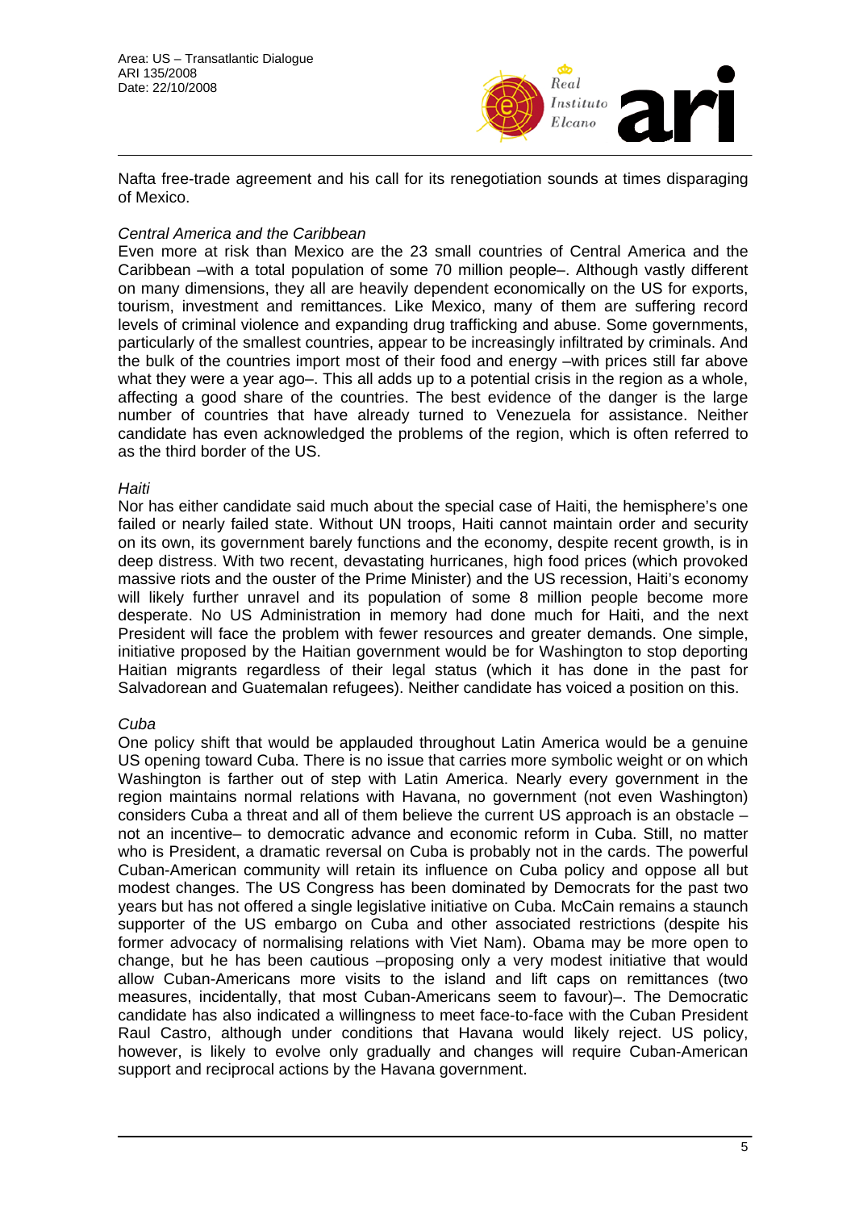Nafta free-trade agreement and his call for its renegotiation sounds at times disparaging of Mexico.

*Central America and the Caribbean*

Even more at risk than Mexico are the 23 small countries of Central America and the Caribbean –with a total population of some 70 million people–. Although vastly different on many dimensions, they all are heavily dependent economically on the US for exports, tourism, investment and remittances. Like Mexico, many of them are suffering record levels of criminal violence and expanding drug trafficking and abuse. Some governments, particularly of the smallest countries, appear to be increasingly infiltrated by criminals. And the bulk of the countries import most of their food and energy –with prices still far above what they were a year ago–. This all adds up to a potential crisis in the region as a whole, affecting a good share of the countries. The best evidence of the danger is the large number of countries that have already turned to Venezuela for assistance. Neither candidate has even acknowledged the problems of the region, which is often referred to as the third border of the US.

*Haiti*

Nor has either candidate said much about the special case of Haiti, the hemisphere's one failed or nearly failed state. Without UN troops, Haiti cannot maintain order and security on its own, its government barely functions and the economy, despite recent growth, is in deep distress. With two recent, devastating hurricanes, high food prices (which provoked massive riots and the ouster of the Prime Minister) and the US recession, Haiti's economy will likely further unravel and its population of some 8 million people become more desperate. No US Administration in memory had done much for Haiti, and the next President will face the problem with fewer resources and greater demands. One simple, initiative proposed by the Haitian government would be for Washington to stop deporting Haitian migrants regardless of their legal status (which it has done in the past for Salvadorean and Guatemalan refugees). Neither candidate has voiced a position on this.

*Cuba*

One policy shift that would be applauded throughout Latin America would be a genuine US opening toward Cuba. There is no issue that carries more symbolic weight or on which Washington is farther out of step with Latin America. Nearly every government in the region maintains normal relations with Havana, no government (not even Washington) considers Cuba a threat and all of them believe the current US approach is an obstacle –not an incentive– to democratic advance and economic reform in Cuba. Still, no matter who is President, a dramatic reversal on Cuba is probably not in the cards. The powerful Cuban-American community will retain its influence on Cuba policy and oppose all but modest changes. The US Congress has been dominated by Democrats for the past two years but has not offered a single legislative initiative on Cuba. McCain remains a staunch supporter of the US embargo on Cuba and other associated restrictions (despite his former advocacy of normalising relations with Viet Nam). Obama may be more open to change, but he has been cautious –proposing only a very modest initiative that would allow Cuban-Americans more visits to the island and lift caps on remittances (two measures, incidentally, that most Cuban-Americans seem to favour)–. The Democratic candidate has also indicated a willingness to meet face-to-face with the Cuban President Raul Castro, although under conditions that Havana would likely reject. US policy, however, is likely to evolve only gradually and changes will require Cuban-American support and reciprocal actions by the Havana government.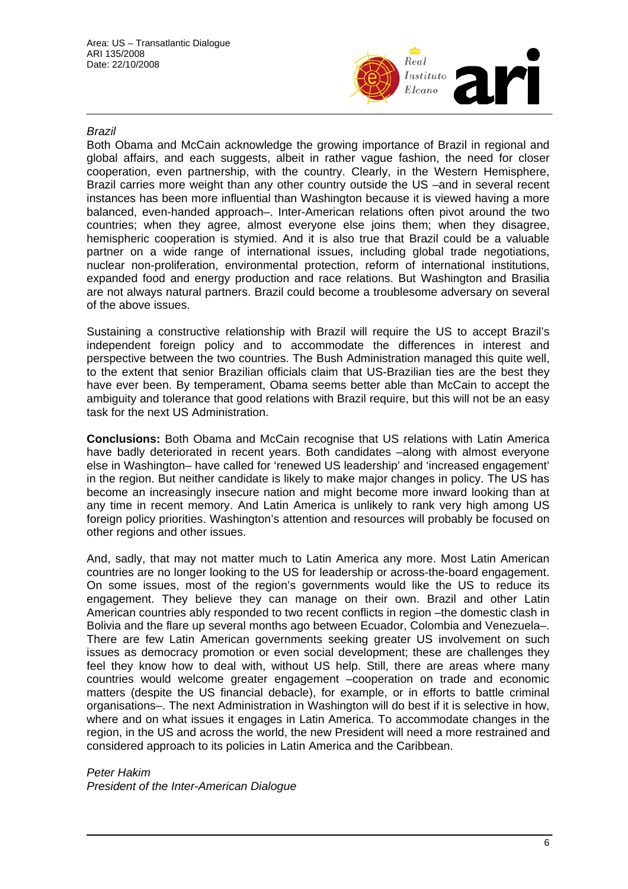*Brazil*

Both Obama and McCain acknowledge the growing importance of Brazil in regional and global affairs, and each suggests, albeit in rather vague fashion, the need for closer cooperation, even partnership, with the country. Clearly, in the Western Hemisphere, Brazil carries more weight than any other country outside the US –and in several recent instances has been more influential than Washington because it is viewed having a more balanced, even-handed approach–. Inter-American relations often pivot around the two countries; when they agree, almost everyone else joins them; when they disagree, hemispheric cooperation is stymied. And it is also true that Brazil could be a valuable partner on a wide range of international issues, including global trade negotiations, nuclear non-proliferation, environmental protection, reform of international institutions, expanded food and energy production and race relations. But Washington and Brasilia are not always natural partners. Brazil could become a troublesome adversary on several of the above issues.

Sustaining a constructive relationship with Brazil will require the US to accept Brazil's independent foreign policy and to accommodate the differences in interest and perspective between the two countries. The Bush Administration managed this quite well, to the extent that senior Brazilian officials claim that US-Brazilian ties are the best they have ever been. By temperament, Obama seems better able than McCain to accept the ambiguity and tolerance that good relations with Brazil require, but this will not be an easy task for the next US Administration.

**Conclusions:** Both Obama and McCain recognise that US relations with Latin America have badly deteriorated in recent years. Both candidates –along with almost everyone else in Washington– have called for 'renewed US leadership' and 'increased engagement' in the region. But neither candidate is likely to make major changes in policy. The US has become an increasingly insecure nation and might become more inward looking than at any time in recent memory. And Latin America is unlikely to rank very high among US foreign policy priorities. Washington's attention and resources will probably be focused on other regions and other issues.

And, sadly, that may not matter much to Latin America any more. Most Latin American countries are no longer looking to the US for leadership or across-the-board engagement. On some issues, most of the region's governments would like the US to reduce its engagement. They believe they can manage on their own. Brazil and other Latin American countries ably responded to two recent conflicts in region –the domestic clash in Bolivia and the flare up several months ago between Ecuador, Colombia and Venezuela–. There are few Latin American governments seeking greater US involvement on such issues as democracy promotion or even social development; these are challenges they feel they know how to deal with, without US help. Still, there are areas where many countries would welcome greater engagement –cooperation on trade and economic matters (despite the US financial debacle), for example, or in efforts to battle criminal organisations–. The next Administration in Washington will do best if it is selective in how, where and on what issues it engages in Latin America. To accommodate changes in the region, in the US and across the world, the new President will need a more restrained and considered approach to its policies in Latin America and the Caribbean.

*Peter Hakim*
*President of the Inter-American Dialogue*